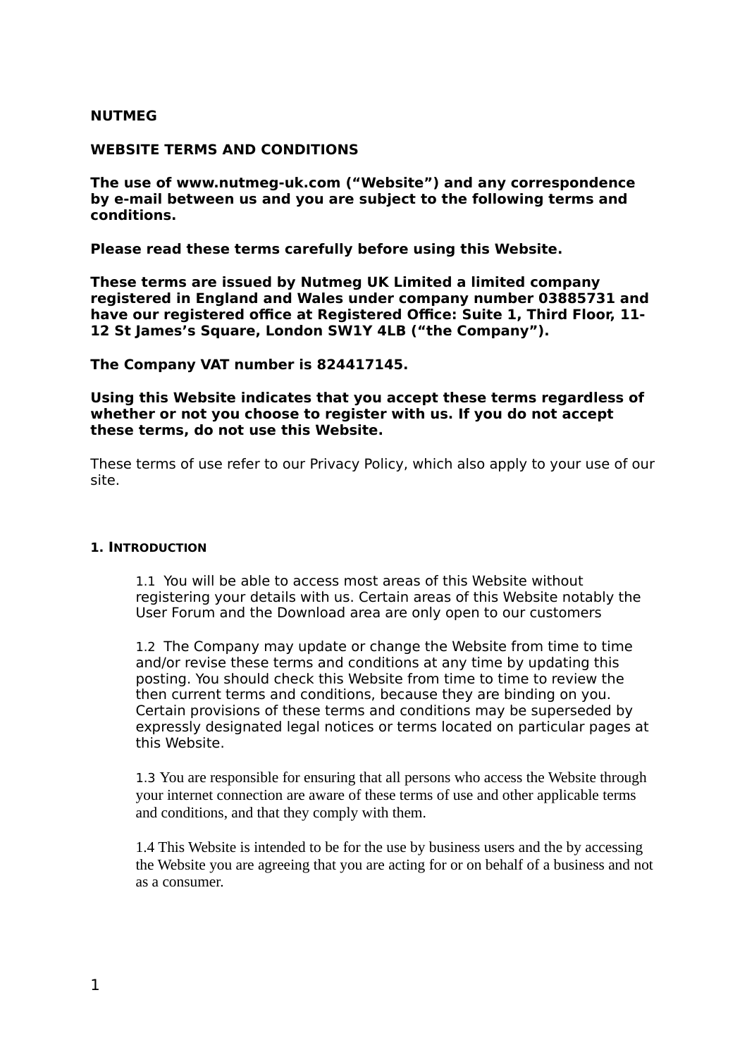**NUTMEG**

**WEBSITE TERMS AND CONDITIONS**

**The use of www.nutmeg-uk.com (“Website”) and any correspondence by e-mail between us and you are subject to the following terms and conditions.**

**Please read these terms carefully before using this Website.**

**These terms are issued by Nutmeg UK Limited a limited company registered in England and Wales under company number 03885731 and have our registered office at Registered Office: Suite 1, Third Floor, 11-12 St James’s Square, London SW1Y 4LB (“the Company”).**

**The Company VAT number is 824417145.**

**Using this Website indicates that you accept these terms regardless of whether or not you choose to register with us. If you do not accept these terms, do not use this Website.**

These terms of use refer to our Privacy Policy, which also apply to your use of our site.

### 1. Introduction

1.1 You will be able to access most areas of this Website without registering your details with us. Certain areas of this Website notably the User Forum and the Download area are only open to our customers

1.2 The Company may update or change the Website from time to time and/or revise these terms and conditions at any time by updating this posting. You should check this Website from time to time to review the then current terms and conditions, because they are binding on you. Certain provisions of these terms and conditions may be superseded by expressly designated legal notices or terms located on particular pages at this Website.

1.3 You are responsible for ensuring that all persons who access the Website through your internet connection are aware of these terms of use and other applicable terms and conditions, and that they comply with them.

1.4 This Website is intended to be for the use by business users and the by accessing the Website you are agreeing that you are acting for or on behalf of a business and not as a consumer.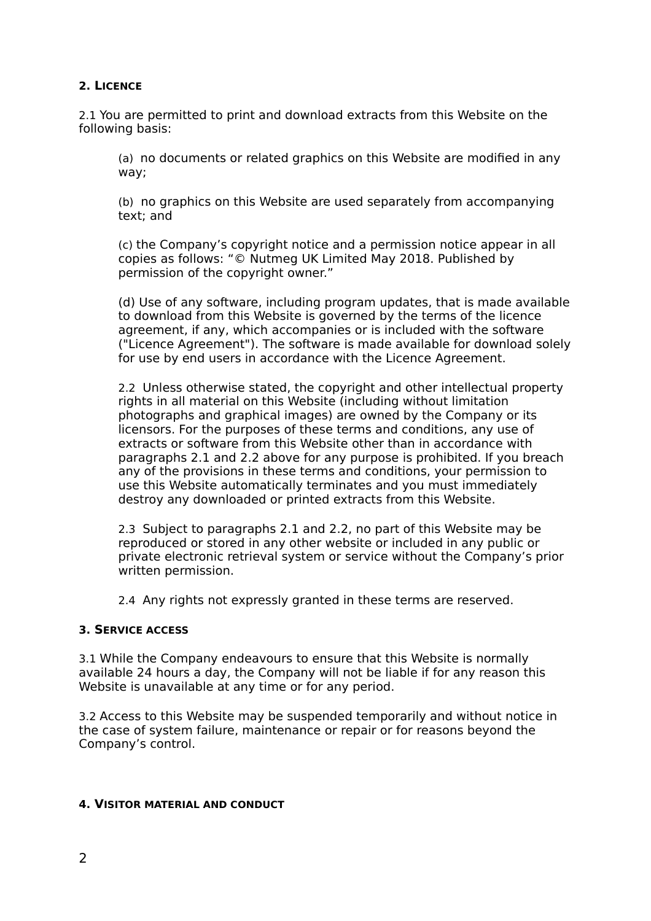**2. LICENCE**

2.1 You are permitted to print and download extracts from this Website on the following basis:

(a) no documents or related graphics on this Website are modified in any way;

(b) no graphics on this Website are used separately from accompanying text; and

(c) the Company's copyright notice and a permission notice appear in all copies as follows: "© Nutmeg UK Limited May 2018. Published by permission of the copyright owner."

(d) Use of any software, including program updates, that is made available to download from this Website is governed by the terms of the licence agreement, if any, which accompanies or is included with the software ("Licence Agreement"). The software is made available for download solely for use by end users in accordance with the Licence Agreement.

2.2 Unless otherwise stated, the copyright and other intellectual property rights in all material on this Website (including without limitation photographs and graphical images) are owned by the Company or its licensors. For the purposes of these terms and conditions, any use of extracts or software from this Website other than in accordance with paragraphs 2.1 and 2.2 above for any purpose is prohibited. If you breach any of the provisions in these terms and conditions, your permission to use this Website automatically terminates and you must immediately destroy any downloaded or printed extracts from this Website.

2.3 Subject to paragraphs 2.1 and 2.2, no part of this Website may be reproduced or stored in any other website or included in any public or private electronic retrieval system or service without the Company's prior written permission.

2.4 Any rights not expressly granted in these terms are reserved.

**3. SERVICE ACCESS**

3.1 While the Company endeavours to ensure that this Website is normally available 24 hours a day, the Company will not be liable if for any reason this Website is unavailable at any time or for any period.

3.2 Access to this Website may be suspended temporarily and without notice in the case of system failure, maintenance or repair or for reasons beyond the Company's control.

**4. VISITOR MATERIAL AND CONDUCT**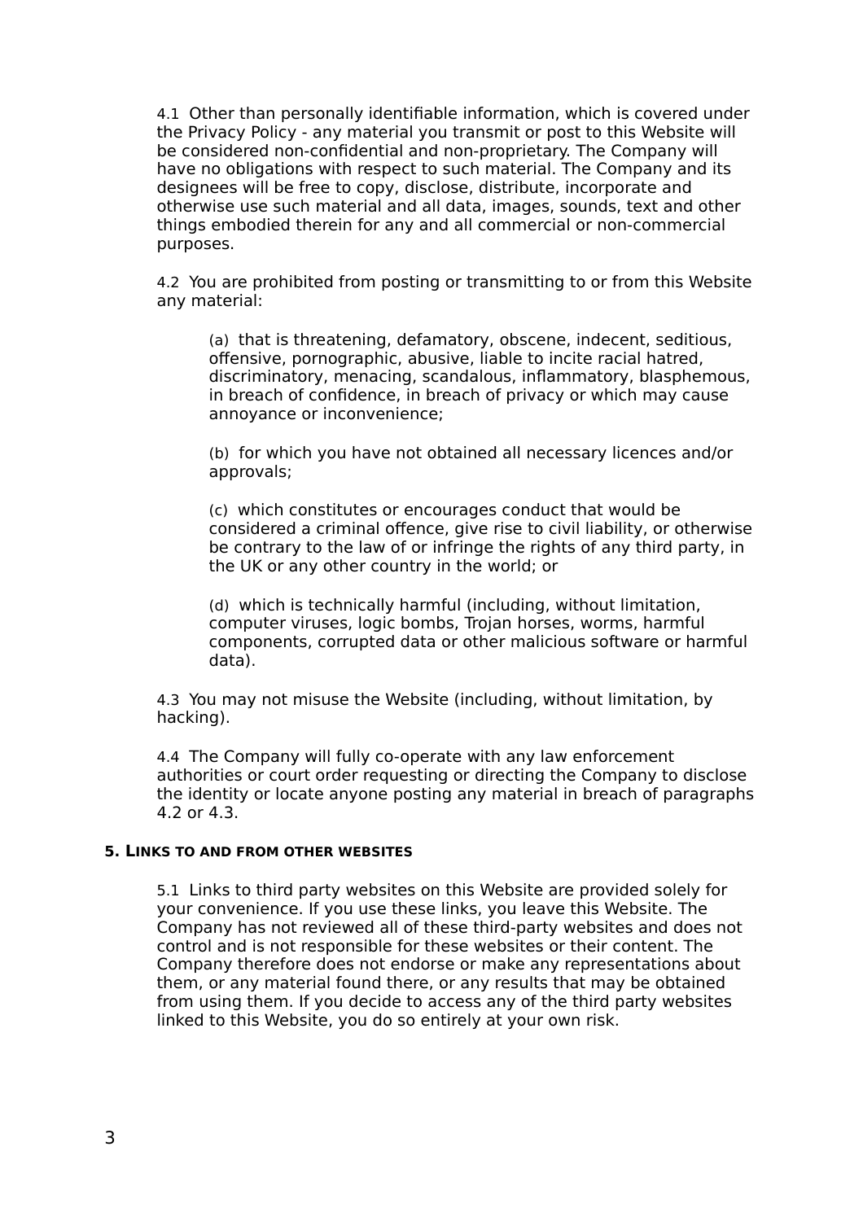4.1 Other than personally identifiable information, which is covered under the Privacy Policy - any material you transmit or post to this Website will be considered non-confidential and non-proprietary. The Company will have no obligations with respect to such material. The Company and its designees will be free to copy, disclose, distribute, incorporate and otherwise use such material and all data, images, sounds, text and other things embodied therein for any and all commercial or non-commercial purposes.

4.2 You are prohibited from posting or transmitting to or from this Website any material:

(a) that is threatening, defamatory, obscene, indecent, seditious, offensive, pornographic, abusive, liable to incite racial hatred, discriminatory, menacing, scandalous, inflammatory, blasphemous, in breach of confidence, in breach of privacy or which may cause annoyance or inconvenience;

(b) for which you have not obtained all necessary licences and/or approvals;

(c) which constitutes or encourages conduct that would be considered a criminal offence, give rise to civil liability, or otherwise be contrary to the law of or infringe the rights of any third party, in the UK or any other country in the world; or

(d) which is technically harmful (including, without limitation, computer viruses, logic bombs, Trojan horses, worms, harmful components, corrupted data or other malicious software or harmful data).

4.3 You may not misuse the Website (including, without limitation, by hacking).

4.4 The Company will fully co-operate with any law enforcement authorities or court order requesting or directing the Company to disclose the identity or locate anyone posting any material in breach of paragraphs 4.2 or 4.3.

## 5. LINKS TO AND FROM OTHER WEBSITES

5.1 Links to third party websites on this Website are provided solely for your convenience. If you use these links, you leave this Website. The Company has not reviewed all of these third-party websites and does not control and is not responsible for these websites or their content. The Company therefore does not endorse or make any representations about them, or any material found there, or any results that may be obtained from using them. If you decide to access any of the third party websites linked to this Website, you do so entirely at your own risk.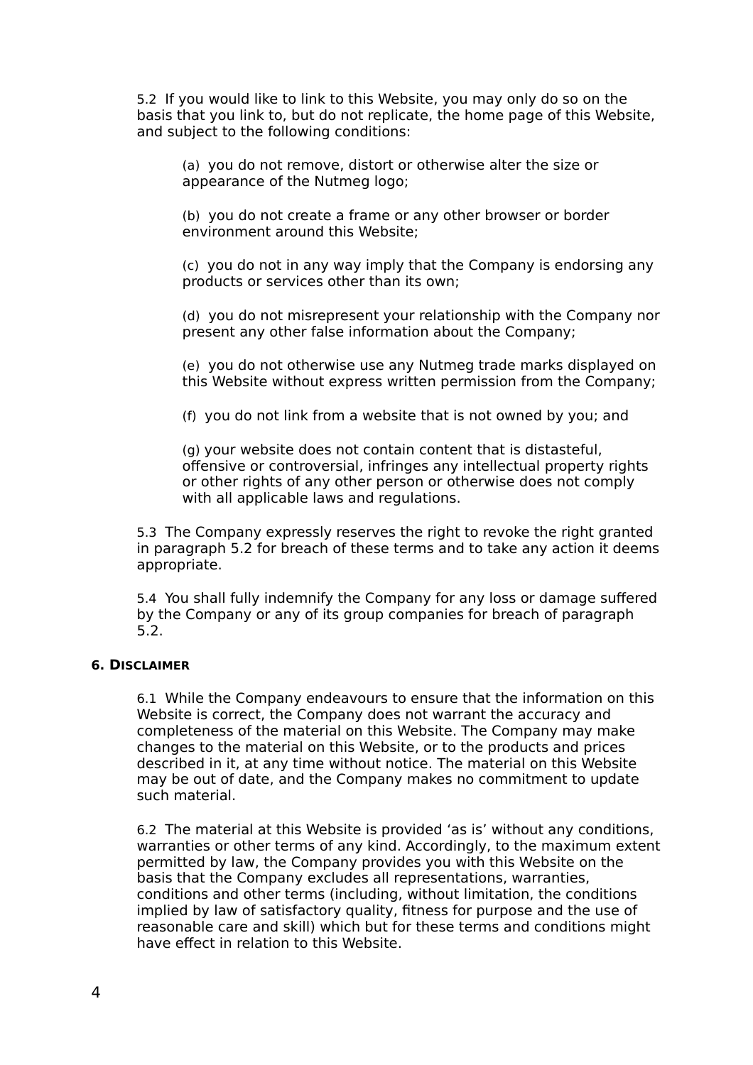5.2 If you would like to link to this Website, you may only do so on the basis that you link to, but do not replicate, the home page of this Website, and subject to the following conditions:

(a) you do not remove, distort or otherwise alter the size or appearance of the Nutmeg logo;

(b) you do not create a frame or any other browser or border environment around this Website;

(c) you do not in any way imply that the Company is endorsing any products or services other than its own;

(d) you do not misrepresent your relationship with the Company nor present any other false information about the Company;

(e) you do not otherwise use any Nutmeg trade marks displayed on this Website without express written permission from the Company;

(f) you do not link from a website that is not owned by you; and

(g) your website does not contain content that is distasteful, offensive or controversial, infringes any intellectual property rights or other rights of any other person or otherwise does not comply with all applicable laws and regulations.

5.3 The Company expressly reserves the right to revoke the right granted in paragraph 5.2 for breach of these terms and to take any action it deems appropriate.

5.4 You shall fully indemnify the Company for any loss or damage suffered by the Company or any of its group companies for breach of paragraph 5.2.

## 6. Disclaimer

6.1 While the Company endeavours to ensure that the information on this Website is correct, the Company does not warrant the accuracy and completeness of the material on this Website. The Company may make changes to the material on this Website, or to the products and prices described in it, at any time without notice. The material on this Website may be out of date, and the Company makes no commitment to update such material.

6.2 The material at this Website is provided 'as is' without any conditions, warranties or other terms of any kind. Accordingly, to the maximum extent permitted by law, the Company provides you with this Website on the basis that the Company excludes all representations, warranties, conditions and other terms (including, without limitation, the conditions implied by law of satisfactory quality, fitness for purpose and the use of reasonable care and skill) which but for these terms and conditions might have effect in relation to this Website.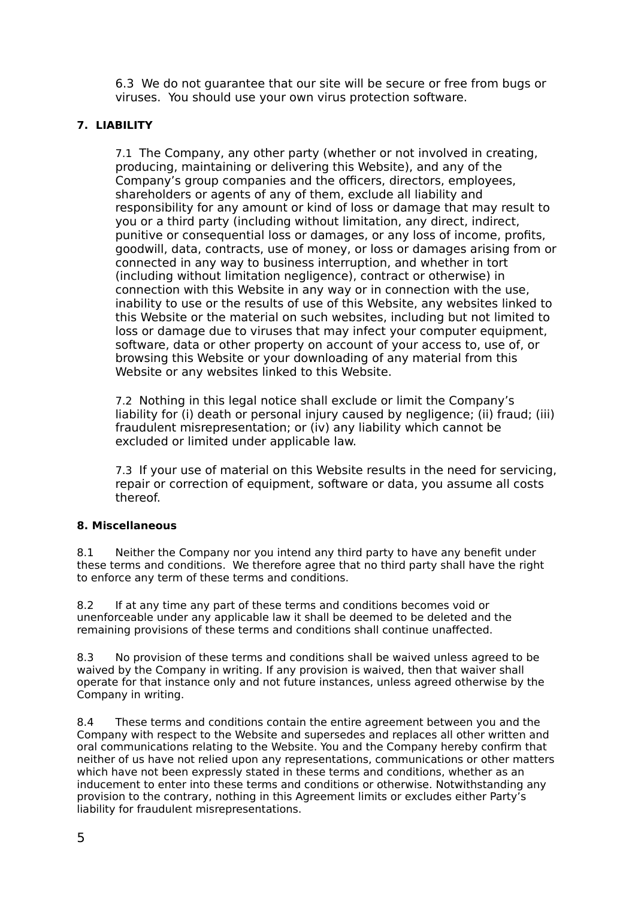6.3 We do not guarantee that our site will be secure or free from bugs or viruses. You should use your own virus protection software.

## 7. LIABILITY

7.1 The Company, any other party (whether or not involved in creating, producing, maintaining or delivering this Website), and any of the Company's group companies and the officers, directors, employees, shareholders or agents of any of them, exclude all liability and responsibility for any amount or kind of loss or damage that may result to you or a third party (including without limitation, any direct, indirect, punitive or consequential loss or damages, or any loss of income, profits, goodwill, data, contracts, use of money, or loss or damages arising from or connected in any way to business interruption, and whether in tort (including without limitation negligence), contract or otherwise) in connection with this Website in any way or in connection with the use, inability to use or the results of use of this Website, any websites linked to this Website or the material on such websites, including but not limited to loss or damage due to viruses that may infect your computer equipment, software, data or other property on account of your access to, use of, or browsing this Website or your downloading of any material from this Website or any websites linked to this Website.

7.2 Nothing in this legal notice shall exclude or limit the Company's liability for (i) death or personal injury caused by negligence; (ii) fraud; (iii) fraudulent misrepresentation; or (iv) any liability which cannot be excluded or limited under applicable law.

7.3 If your use of material on this Website results in the need for servicing, repair or correction of equipment, software or data, you assume all costs thereof.

## 8. Miscellaneous

8.1 Neither the Company nor you intend any third party to have any benefit under these terms and conditions. We therefore agree that no third party shall have the right to enforce any term of these terms and conditions.

8.2 If at any time any part of these terms and conditions becomes void or unenforceable under any applicable law it shall be deemed to be deleted and the remaining provisions of these terms and conditions shall continue unaffected.

8.3 No provision of these terms and conditions shall be waived unless agreed to be waived by the Company in writing. If any provision is waived, then that waiver shall operate for that instance only and not future instances, unless agreed otherwise by the Company in writing.

8.4 These terms and conditions contain the entire agreement between you and the Company with respect to the Website and supersedes and replaces all other written and oral communications relating to the Website. You and the Company hereby confirm that neither of us have not relied upon any representations, communications or other matters which have not been expressly stated in these terms and conditions, whether as an inducement to enter into these terms and conditions or otherwise. Notwithstanding any provision to the contrary, nothing in this Agreement limits or excludes either Party's liability for fraudulent misrepresentations.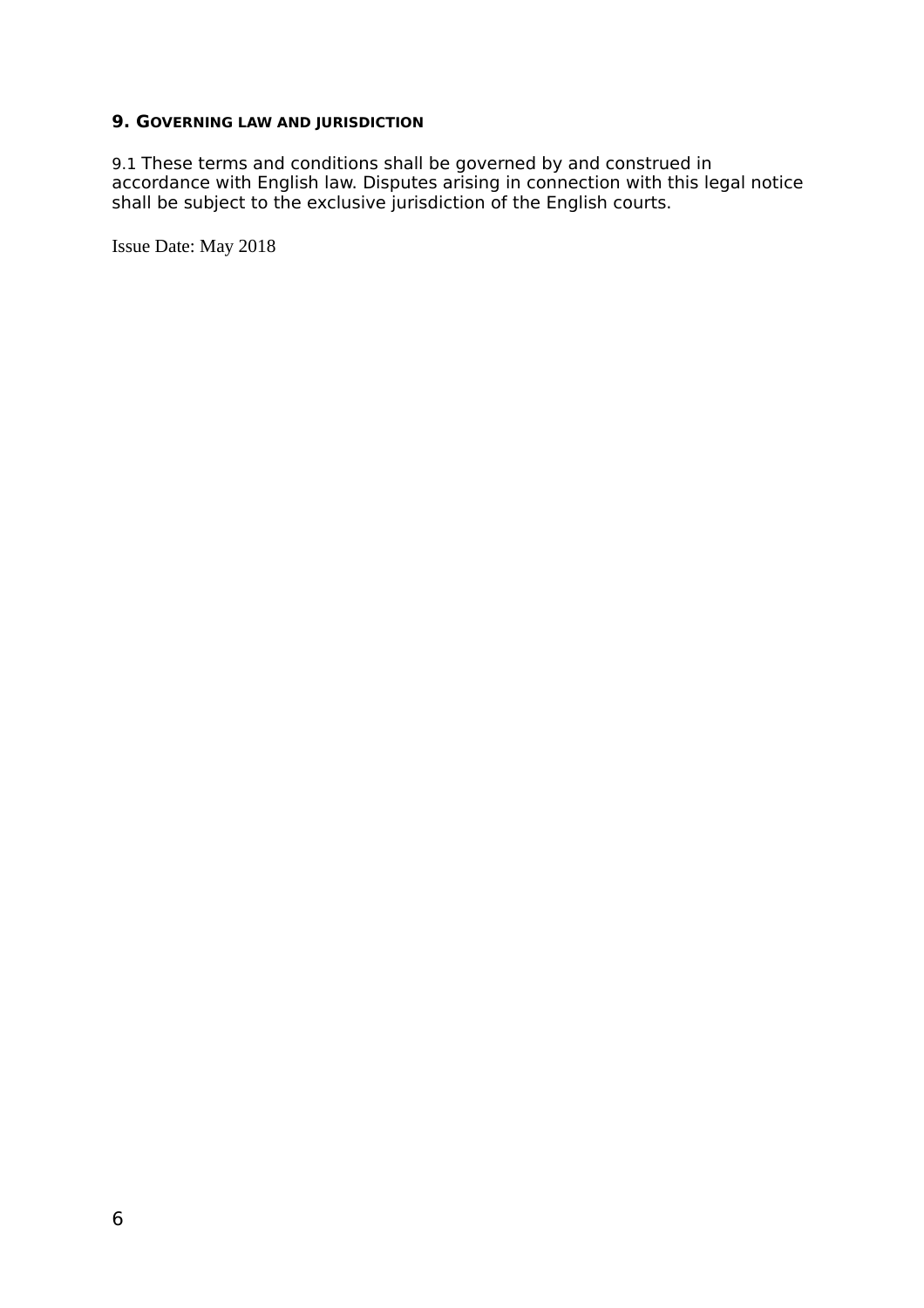## 9. Governing law and jurisdiction

9.1 These terms and conditions shall be governed by and construed in accordance with English law. Disputes arising in connection with this legal notice shall be subject to the exclusive jurisdiction of the English courts.

Issue Date: May 2018